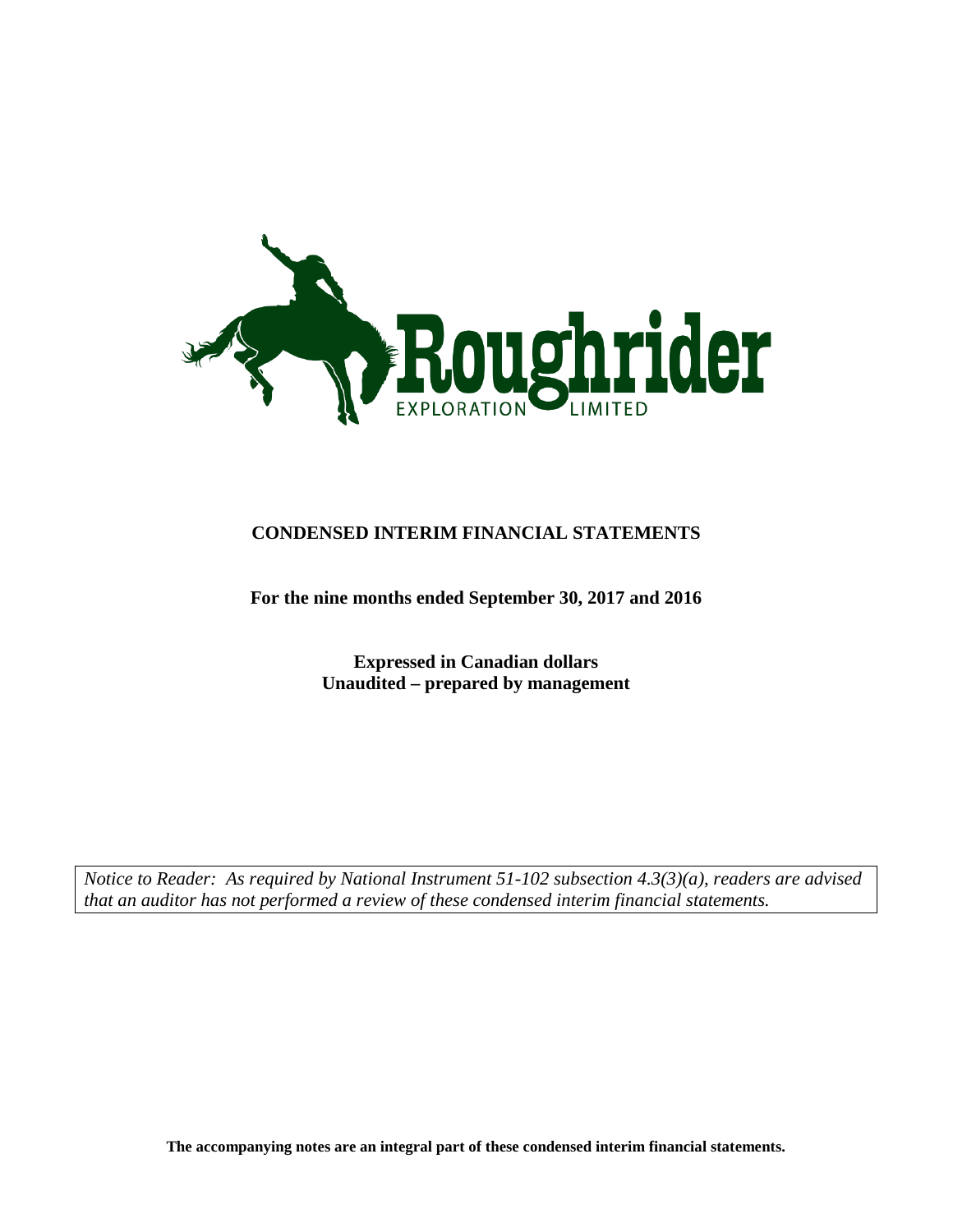Roughrider

EXPLORATION LIMITED

# CONDENSED INTERIM FINANCIAL STATEMENTS

**For the nine months ended September 30, 2017 and 2016**

**Expressed in Canadian dollars**
**Unaudited – prepared by management**

*Notice to Reader: As required by National Instrument 51-102 subsection 4.3(3)(a), readers are advised that an auditor has not performed a review of these condensed interim financial statements.*

**The accompanying notes are an integral part of these condensed interim financial statements.**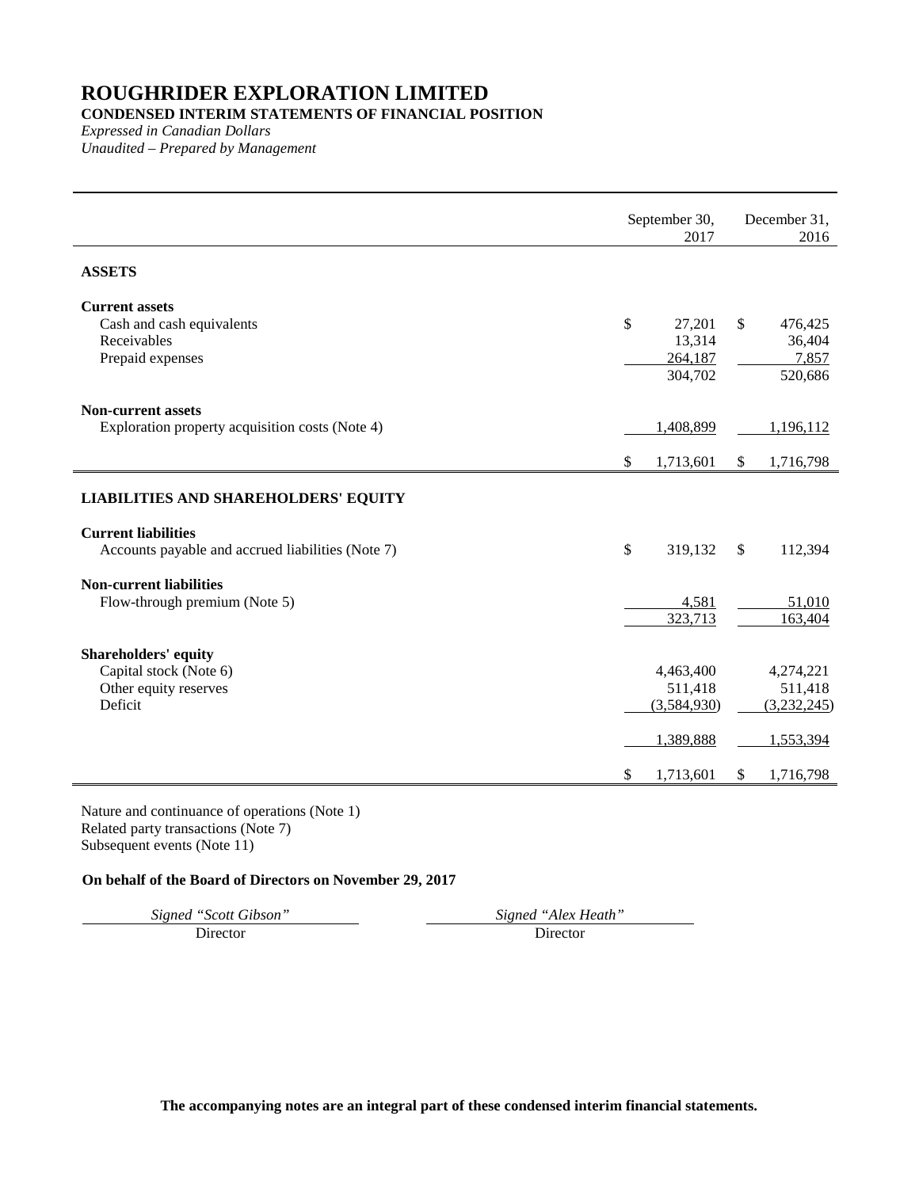# ROUGHRIDER EXPLORATION LIMITED

**CONDENSED INTERIM STATEMENTS OF FINANCIAL POSITION**

*Expressed in Canadian Dollars*

*Unaudited – Prepared by Management*

| | September 30, 2017 | December 31, 2016 |
|---|---|---|
| **ASSETS** | | |
| **Current assets** | | |
| Cash and cash equivalents | $ 27,201 | $ 476,425 |
| Receivables | 13,314 | 36,404 |
| Prepaid expenses | 264,187 | 7,857 |
| | 304,702 | 520,686 |
| **Non-current assets** | | |
| Exploration property acquisition costs (Note 4) | 1,408,899 | 1,196,112 |
| | $ 1,713,601 | $ 1,716,798 |
| **LIABILITIES AND SHAREHOLDERS' EQUITY** | | |
| **Current liabilities** | | |
| Accounts payable and accrued liabilities (Note 7) | $ 319,132 | $ 112,394 |
| **Non-current liabilities** | | |
| Flow-through premium (Note 5) | 4,581 | 51,010 |
| | 323,713 | 163,404 |
| **Shareholders' equity** | | |
| Capital stock (Note 6) | 4,463,400 | 4,274,221 |
| Other equity reserves | 511,418 | 511,418 |
| Deficit | (3,584,930) | (3,232,245) |
| | 1,389,888 | 1,553,394 |
| | $ 1,713,601 | $ 1,716,798 |

Nature and continuance of operations (Note 1)
Related party transactions (Note 7)
Subsequent events (Note 11)

**On behalf of the Board of Directors on November 29, 2017**

| *Signed "Scott Gibson"* | *Signed "Alex Heath"* |
|---|---|
| Director | Director |

**The accompanying notes are an integral part of these condensed interim financial statements.**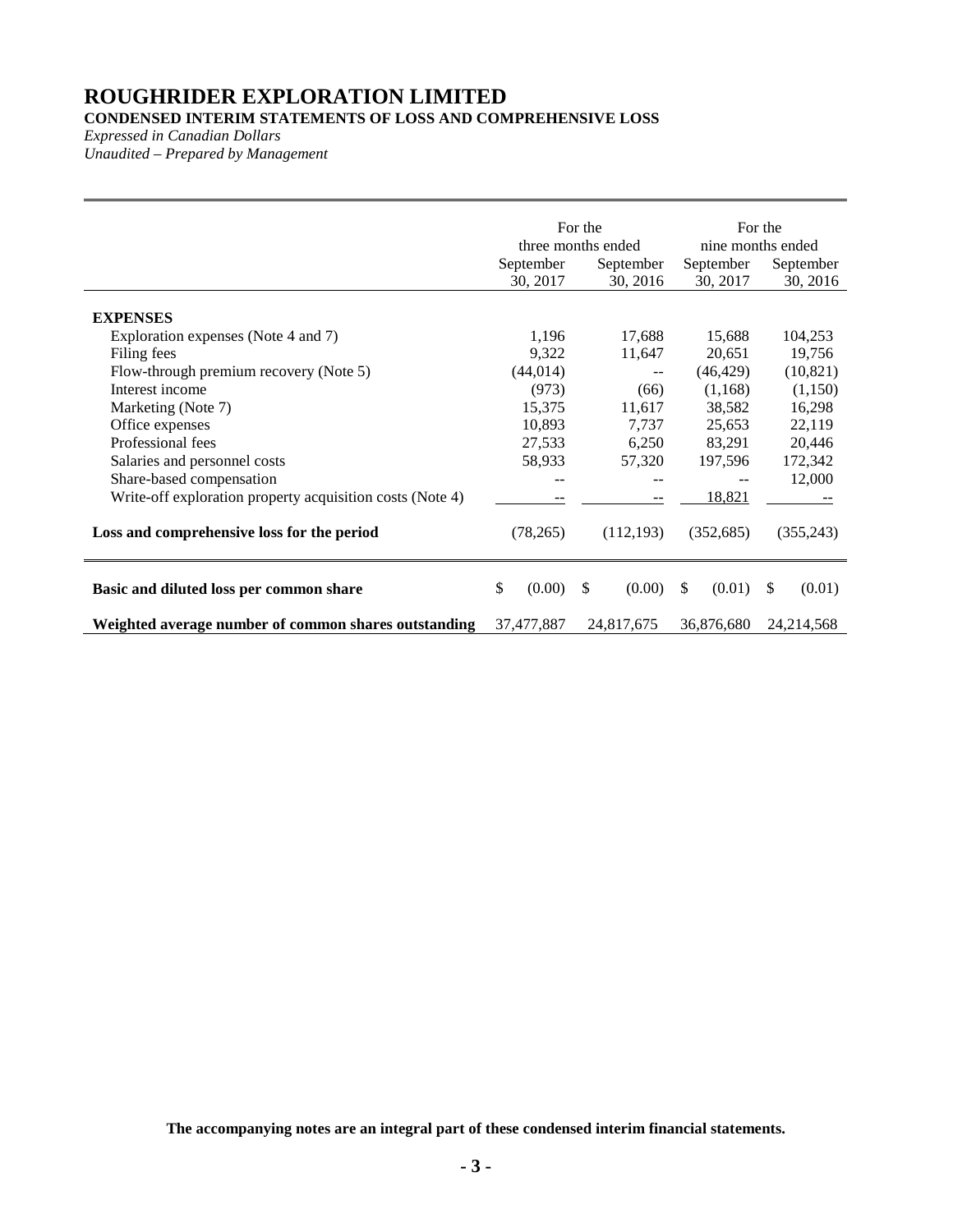# ROUGHRIDER EXPLORATION LIMITED

**CONDENSED INTERIM STATEMENTS OF LOSS AND COMPREHENSIVE LOSS**

*Expressed in Canadian Dollars*

*Unaudited – Prepared by Management*

| | For the three months ended | | For the nine months ended | |
|---|---|---|---|---|
| | September 30, 2017 | September 30, 2016 | September 30, 2017 | September 30, 2016 |
| **EXPENSES** | | | | |
| Exploration expenses (Note 4 and 7) | 1,196 | 17,688 | 15,688 | 104,253 |
| Filing fees | 9,322 | 11,647 | 20,651 | 19,756 |
| Flow-through premium recovery (Note 5) | (44,014) | -- | (46,429) | (10,821) |
| Interest income | (973) | (66) | (1,168) | (1,150) |
| Marketing (Note 7) | 15,375 | 11,617 | 38,582 | 16,298 |
| Office expenses | 10,893 | 7,737 | 25,653 | 22,119 |
| Professional fees | 27,533 | 6,250 | 83,291 | 20,446 |
| Salaries and personnel costs | 58,933 | 57,320 | 197,596 | 172,342 |
| Share-based compensation | -- | -- | -- | 12,000 |
| Write-off exploration property acquisition costs (Note 4) | -- | -- | 18,821 | -- |
| **Loss and comprehensive loss for the period** | (78,265) | (112,193) | (352,685) | (355,243) |
| **Basic and diluted loss per common share** | $ (0.00) | $ (0.00) | $ (0.01) | $ (0.01) |
| **Weighted average number of common shares outstanding** | 37,477,887 | 24,817,675 | 36,876,680 | 24,214,568 |

**The accompanying notes are an integral part of these condensed interim financial statements.**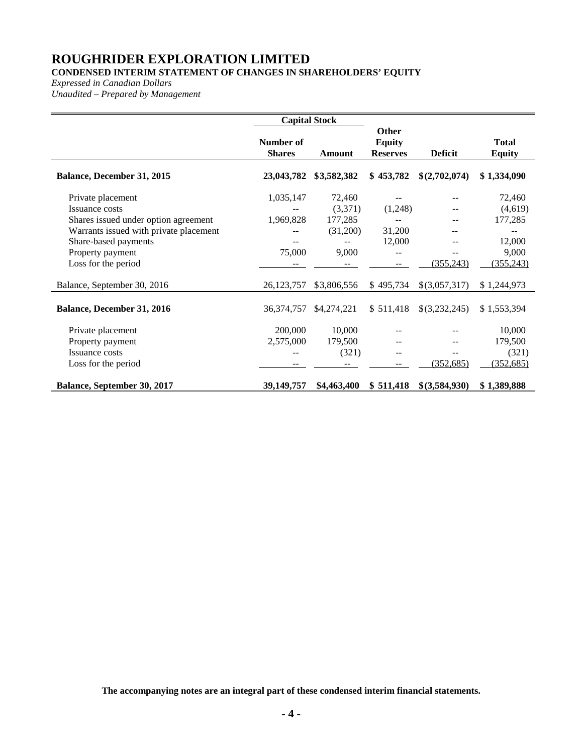# ROUGHRIDER EXPLORATION LIMITED

**CONDENSED INTERIM STATEMENT OF CHANGES IN SHAREHOLDERS' EQUITY**

*Expressed in Canadian Dollars*

*Unaudited – Prepared by Management*

| | Capital Stock | | | | |
|---|---|---|---|---|---|
| | **Number of Shares** | **Amount** | **Other Equity Reserves** | **Deficit** | **Total Equity** |
| **Balance, December 31, 2015** | **23,043,782** | **$3,582,382** | **$ 453,782** | **$(2,702,074)** | **$ 1,334,090** |
| Private placement | 1,035,147 | 72,460 | -- | -- | 72,460 |
| Issuance costs | -- | (3,371) | (1,248) | -- | (4,619) |
| Shares issued under option agreement | 1,969,828 | 177,285 | -- | -- | 177,285 |
| Warrants issued with private placement | -- | (31,200) | 31,200 | -- | -- |
| Share-based payments | -- | -- | 12,000 | -- | 12,000 |
| Property payment | 75,000 | 9,000 | -- | -- | 9,000 |
| Loss for the period | -- | -- | -- | (355,243) | (355,243) |
| Balance, September 30, 2016 | 26,123,757 | $3,806,556 | $ 495,734 | $(3,057,317) | $ 1,244,973 |
| **Balance, December 31, 2016** | 36,374,757 | $4,274,221 | $ 511,418 | $(3,232,245) | $ 1,553,394 |
| Private placement | 200,000 | 10,000 | -- | -- | 10,000 |
| Property payment | 2,575,000 | 179,500 | -- | -- | 179,500 |
| Issuance costs | -- | (321) | -- | -- | (321) |
| Loss for the period | -- | -- | -- | (352,685) | (352,685) |
| **Balance, September 30, 2017** | **39,149,757** | **$4,463,400** | **$ 511,418** | **$(3,584,930)** | **$ 1,389,888** |

**The accompanying notes are an integral part of these condensed interim financial statements.**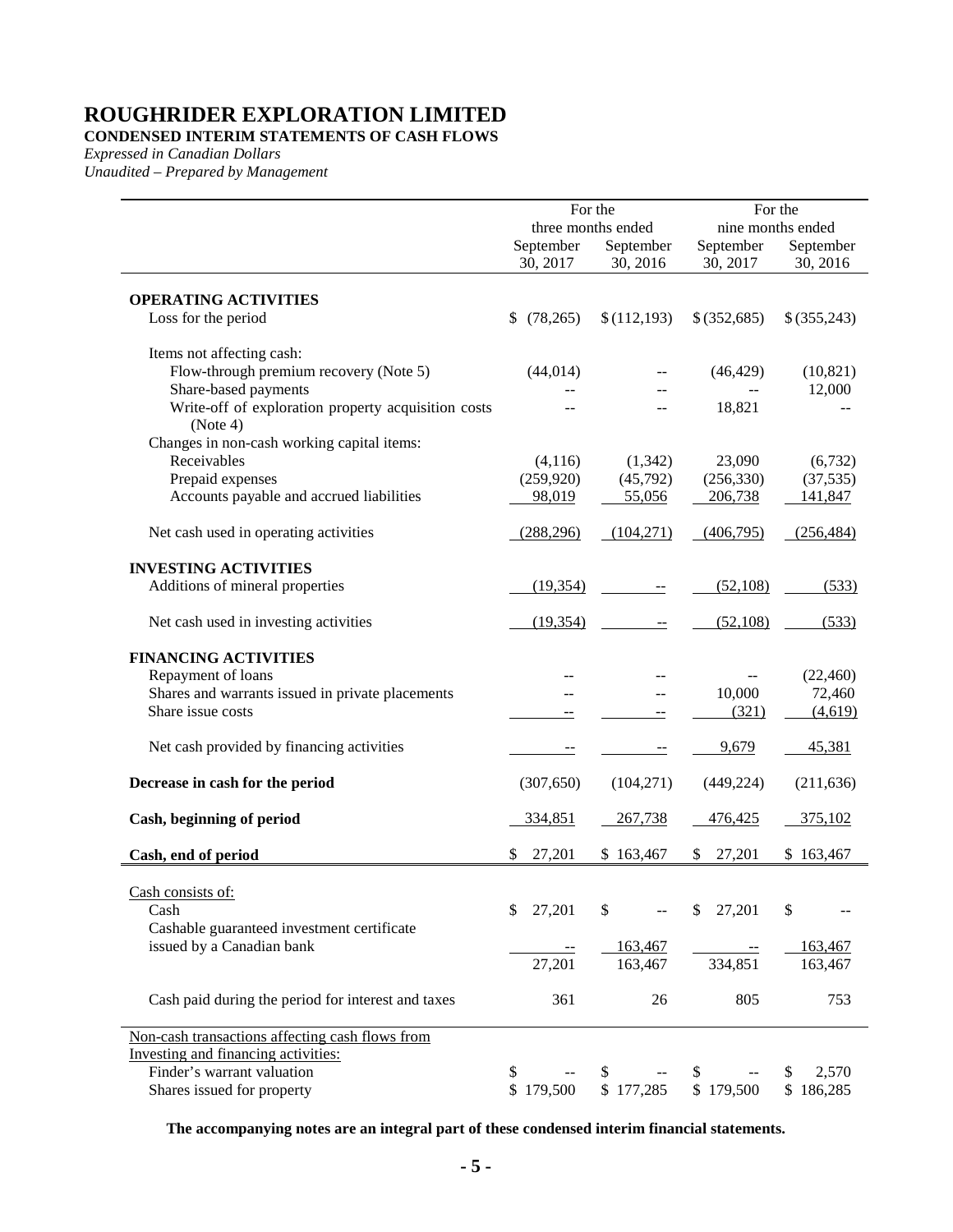# ROUGHRIDER EXPLORATION LIMITED

**CONDENSED INTERIM STATEMENTS OF CASH FLOWS**

*Expressed in Canadian Dollars*

*Unaudited – Prepared by Management*

| | For the three months ended | | For the nine months ended | |
|---|---|---|---|---|
| | September 30, 2017 | September 30, 2016 | September 30, 2017 | September 30, 2016 |
| **OPERATING ACTIVITIES** | | | | |
| Loss for the period | $ (78,265) | $ (112,193) | $ (352,685) | $ (355,243) |
| Items not affecting cash: | | | | |
| Flow-through premium recovery (Note 5) | (44,014) | -- | (46,429) | (10,821) |
| Share-based payments | -- | -- | -- | 12,000 |
| Write-off of exploration property acquisition costs (Note 4) | -- | -- | 18,821 | -- |
| Changes in non-cash working capital items: | | | | |
| Receivables | (4,116) | (1,342) | 23,090 | (6,732) |
| Prepaid expenses | (259,920) | (45,792) | (256,330) | (37,535) |
| Accounts payable and accrued liabilities | 98,019 | 55,056 | 206,738 | 141,847 |
| Net cash used in operating activities | (288,296) | (104,271) | (406,795) | (256,484) |
| **INVESTING ACTIVITIES** | | | | |
| Additions of mineral properties | (19,354) | -- | (52,108) | (533) |
| Net cash used in investing activities | (19,354) | -- | (52,108) | (533) |
| **FINANCING ACTIVITIES** | | | | |
| Repayment of loans | -- | -- | -- | (22,460) |
| Shares and warrants issued in private placements | -- | -- | 10,000 | 72,460 |
| Share issue costs | -- | -- | (321) | (4,619) |
| Net cash provided by financing activities | -- | -- | 9,679 | 45,381 |
| **Decrease in cash for the period** | (307,650) | (104,271) | (449,224) | (211,636) |
| **Cash, beginning of period** | 334,851 | 267,738 | 476,425 | 375,102 |
| **Cash, end of period** | $ 27,201 | $ 163,467 | $ 27,201 | $ 163,467 |
| Cash consists of: | | | | |
| Cash | $ 27,201 | $ -- | $ 27,201 | $ -- |
| Cashable guaranteed investment certificate issued by a Canadian bank | -- | 163,467 | -- | 163,467 |
| | 27,201 | 163,467 | 334,851 | 163,467 |
| Cash paid during the period for interest and taxes | 361 | 26 | 805 | 753 |
| Non-cash transactions affecting cash flows from Investing and financing activities: | | | | |
| Finder's warrant valuation | $ -- | $ -- | $ -- | $ 2,570 |
| Shares issued for property | $ 179,500 | $ 177,285 | $ 179,500 | $ 186,285 |

**The accompanying notes are an integral part of these condensed interim financial statements.**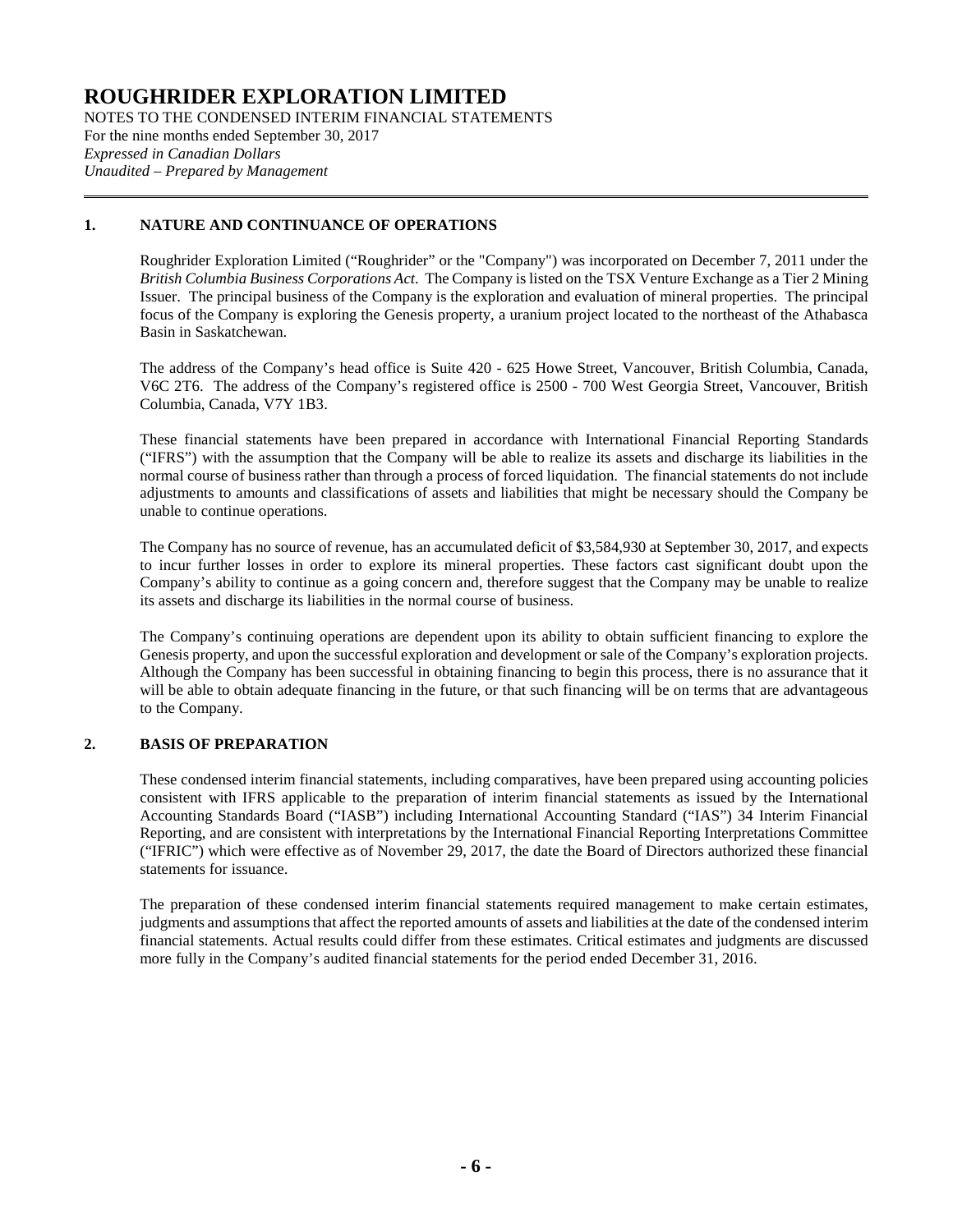# ROUGHRIDER EXPLORATION LIMITED

NOTES TO THE CONDENSED INTERIM FINANCIAL STATEMENTS
For the nine months ended September 30, 2017
*Expressed in Canadian Dollars*
*Unaudited – Prepared by Management*

## 1. NATURE AND CONTINUANCE OF OPERATIONS

Roughrider Exploration Limited ("Roughrider" or the "Company") was incorporated on December 7, 2011 under the *British Columbia Business Corporations Act*. The Company is listed on the TSX Venture Exchange as a Tier 2 Mining Issuer. The principal business of the Company is the exploration and evaluation of mineral properties. The principal focus of the Company is exploring the Genesis property, a uranium project located to the northeast of the Athabasca Basin in Saskatchewan.

The address of the Company's head office is Suite 420 - 625 Howe Street, Vancouver, British Columbia, Canada, V6C 2T6. The address of the Company's registered office is 2500 - 700 West Georgia Street, Vancouver, British Columbia, Canada, V7Y 1B3.

These financial statements have been prepared in accordance with International Financial Reporting Standards ("IFRS") with the assumption that the Company will be able to realize its assets and discharge its liabilities in the normal course of business rather than through a process of forced liquidation. The financial statements do not include adjustments to amounts and classifications of assets and liabilities that might be necessary should the Company be unable to continue operations.

The Company has no source of revenue, has an accumulated deficit of $3,584,930 at September 30, 2017, and expects to incur further losses in order to explore its mineral properties. These factors cast significant doubt upon the Company's ability to continue as a going concern and, therefore suggest that the Company may be unable to realize its assets and discharge its liabilities in the normal course of business.

The Company's continuing operations are dependent upon its ability to obtain sufficient financing to explore the Genesis property, and upon the successful exploration and development or sale of the Company's exploration projects. Although the Company has been successful in obtaining financing to begin this process, there is no assurance that it will be able to obtain adequate financing in the future, or that such financing will be on terms that are advantageous to the Company.

## 2. BASIS OF PREPARATION

These condensed interim financial statements, including comparatives, have been prepared using accounting policies consistent with IFRS applicable to the preparation of interim financial statements as issued by the International Accounting Standards Board ("IASB") including International Accounting Standard ("IAS") 34 Interim Financial Reporting, and are consistent with interpretations by the International Financial Reporting Interpretations Committee ("IFRIC") which were effective as of November 29, 2017, the date the Board of Directors authorized these financial statements for issuance.

The preparation of these condensed interim financial statements required management to make certain estimates, judgments and assumptions that affect the reported amounts of assets and liabilities at the date of the condensed interim financial statements. Actual results could differ from these estimates. Critical estimates and judgments are discussed more fully in the Company's audited financial statements for the period ended December 31, 2016.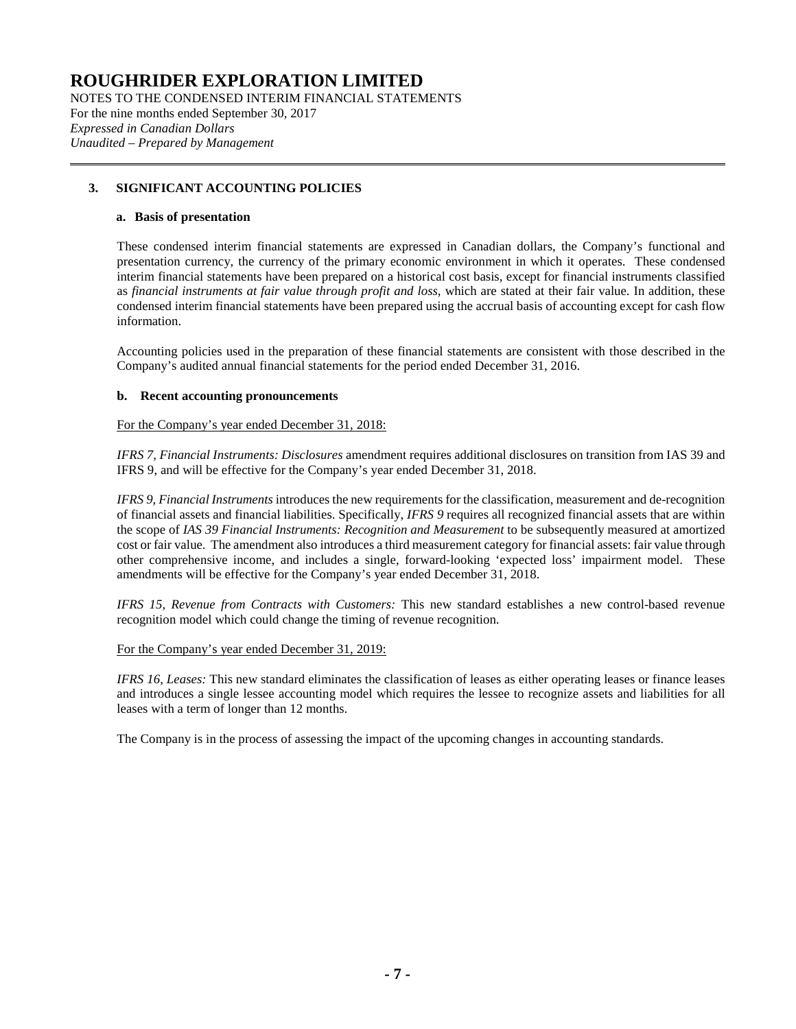# ROUGHRIDER EXPLORATION LIMITED

NOTES TO THE CONDENSED INTERIM FINANCIAL STATEMENTS
For the nine months ended September 30, 2017
*Expressed in Canadian Dollars*
*Unaudited – Prepared by Management*

## 3. SIGNIFICANT ACCOUNTING POLICIES

### a. Basis of presentation

These condensed interim financial statements are expressed in Canadian dollars, the Company's functional and presentation currency, the currency of the primary economic environment in which it operates. These condensed interim financial statements have been prepared on a historical cost basis, except for financial instruments classified as *financial instruments at fair value through profit and loss*, which are stated at their fair value. In addition, these condensed interim financial statements have been prepared using the accrual basis of accounting except for cash flow information.

Accounting policies used in the preparation of these financial statements are consistent with those described in the Company's audited annual financial statements for the period ended December 31, 2016.

### b. Recent accounting pronouncements

<u>For the Company's year ended December 31, 2018:</u>

*IFRS 7, Financial Instruments: Disclosures* amendment requires additional disclosures on transition from IAS 39 and IFRS 9, and will be effective for the Company's year ended December 31, 2018.

*IFRS 9, Financial Instruments* introduces the new requirements for the classification, measurement and de-recognition of financial assets and financial liabilities. Specifically, *IFRS 9* requires all recognized financial assets that are within the scope of *IAS 39 Financial Instruments: Recognition and Measurement* to be subsequently measured at amortized cost or fair value. The amendment also introduces a third measurement category for financial assets: fair value through other comprehensive income, and includes a single, forward-looking 'expected loss' impairment model. These amendments will be effective for the Company's year ended December 31, 2018.

*IFRS 15, Revenue from Contracts with Customers:* This new standard establishes a new control-based revenue recognition model which could change the timing of revenue recognition.

<u>For the Company's year ended December 31, 2019:</u>

*IFRS 16, Leases:* This new standard eliminates the classification of leases as either operating leases or finance leases and introduces a single lessee accounting model which requires the lessee to recognize assets and liabilities for all leases with a term of longer than 12 months.

The Company is in the process of assessing the impact of the upcoming changes in accounting standards.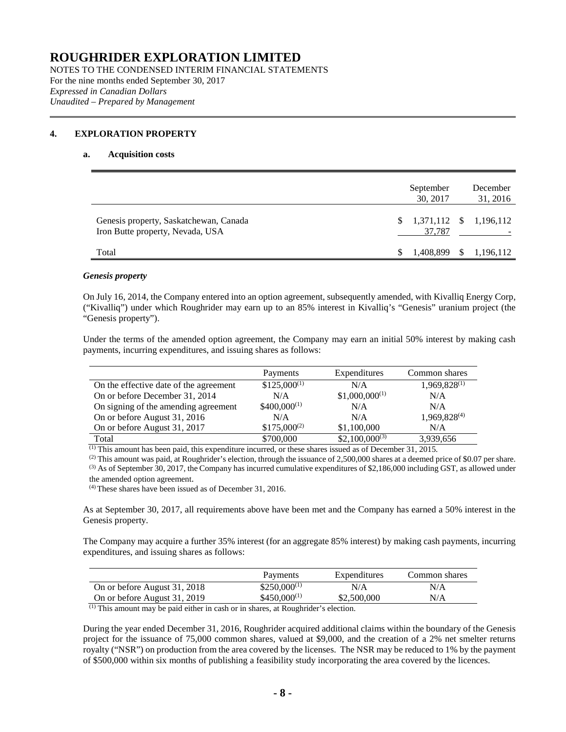## 4. EXPLORATION PROPERTY

### a. Acquisition costs

| | September 30, 2017 | December 31, 2016 |
|---|---|---|
| Genesis property, Saskatchewan, Canada | $ 1,371,112 | $ 1,196,112 |
| Iron Butte property, Nevada, USA | 37,787 | - |
| Total | $ 1,408,899 | $ 1,196,112 |

***Genesis property***

On July 16, 2014, the Company entered into an option agreement, subsequently amended, with Kivalliq Energy Corp, ("Kivalliq") under which Roughrider may earn up to an 85% interest in Kivalliq's "Genesis" uranium project (the "Genesis property").

Under the terms of the amended option agreement, the Company may earn an initial 50% interest by making cash payments, incurring expenditures, and issuing shares as follows:

| | Payments | Expenditures | Common shares |
|---|---|---|---|
| On the effective date of the agreement | $125,000[(1)] | N/A | 1,969,828[(1)] |
| On or before December 31, 2014 | N/A | $1,000,000[(1)] | N/A |
| On signing of the amending agreement | $400,000[(1)] | N/A | N/A |
| On or before August 31, 2016 | N/A | N/A | 1,969,828[(4)] |
| On or before August 31, 2017 | $175,000[(2)] | $1,100,000 | N/A |
| Total | $700,000 | $2,100,000[(3)] | 3,939,656 |

(1) This amount has been paid, this expenditure incurred, or these shares issued as of December 31, 2015.
(2) This amount was paid, at Roughrider's election, through the issuance of 2,500,000 shares at a deemed price of $0.07 per share.
(3) As of September 30, 2017, the Company has incurred cumulative expenditures of $2,186,000 including GST, as allowed under the amended option agreement.
(4) These shares have been issued as of December 31, 2016.

As at September 30, 2017, all requirements above have been met and the Company has earned a 50% interest in the Genesis property.

The Company may acquire a further 35% interest (for an aggregate 85% interest) by making cash payments, incurring expenditures, and issuing shares as follows:

| | Payments | Expenditures | Common shares |
|---|---|---|---|
| On or before August 31, 2018 | $250,000[(1)] | N/A | N/A |
| On or before August 31, 2019 | $450,000[(1)] | $2,500,000 | N/A |

(1) This amount may be paid either in cash or in shares, at Roughrider's election.

During the year ended December 31, 2016, Roughrider acquired additional claims within the boundary of the Genesis project for the issuance of 75,000 common shares, valued at $9,000, and the creation of a 2% net smelter returns royalty ("NSR") on production from the area covered by the licenses. The NSR may be reduced to 1% by the payment of $500,000 within six months of publishing a feasibility study incorporating the area covered by the licences.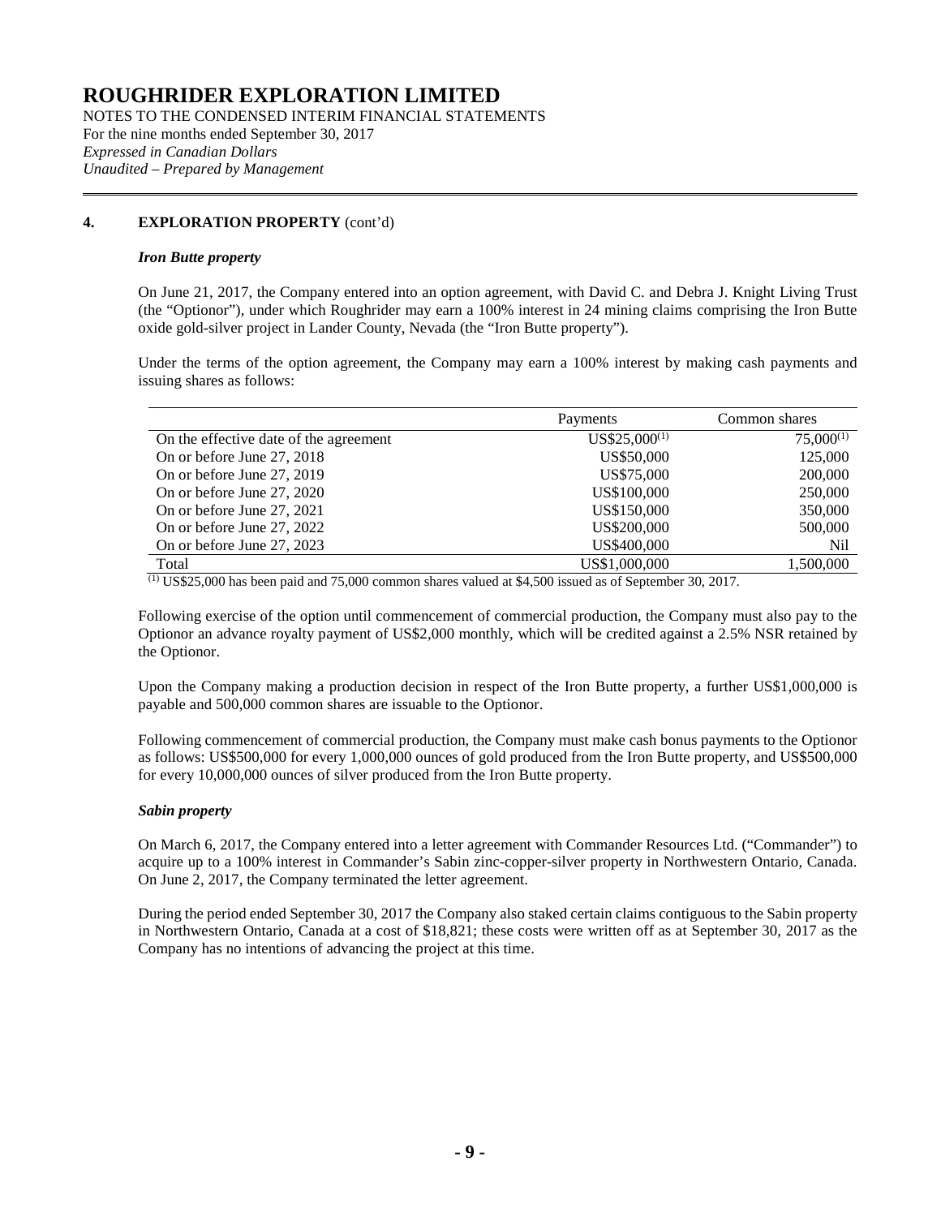# ROUGHRIDER EXPLORATION LIMITED

NOTES TO THE CONDENSED INTERIM FINANCIAL STATEMENTS
For the nine months ended September 30, 2017
*Expressed in Canadian Dollars*
*Unaudited – Prepared by Management*

## 4. EXPLORATION PROPERTY (cont'd)

### *Iron Butte property*

On June 21, 2017, the Company entered into an option agreement, with David C. and Debra J. Knight Living Trust (the "Optionor"), under which Roughrider may earn a 100% interest in 24 mining claims comprising the Iron Butte oxide gold-silver project in Lander County, Nevada (the "Iron Butte property").

Under the terms of the option agreement, the Company may earn a 100% interest by making cash payments and issuing shares as follows:

| | Payments | Common shares |
|---|---|---|
| On the effective date of the agreement | US$25,000[(1)] | 75,000[(1)] |
| On or before June 27, 2018 | US$50,000 | 125,000 |
| On or before June 27, 2019 | US$75,000 | 200,000 |
| On or before June 27, 2020 | US$100,000 | 250,000 |
| On or before June 27, 2021 | US$150,000 | 350,000 |
| On or before June 27, 2022 | US$200,000 | 500,000 |
| On or before June 27, 2023 | US$400,000 | Nil |
| Total | US$1,000,000 | 1,500,000 |

(1) US$25,000 has been paid and 75,000 common shares valued at $4,500 issued as of September 30, 2017.

Following exercise of the option until commencement of commercial production, the Company must also pay to the Optionor an advance royalty payment of US$2,000 monthly, which will be credited against a 2.5% NSR retained by the Optionor.

Upon the Company making a production decision in respect of the Iron Butte property, a further US$1,000,000 is payable and 500,000 common shares are issuable to the Optionor.

Following commencement of commercial production, the Company must make cash bonus payments to the Optionor as follows: US$500,000 for every 1,000,000 ounces of gold produced from the Iron Butte property, and US$500,000 for every 10,000,000 ounces of silver produced from the Iron Butte property.

### *Sabin property*

On March 6, 2017, the Company entered into a letter agreement with Commander Resources Ltd. ("Commander") to acquire up to a 100% interest in Commander's Sabin zinc-copper-silver property in Northwestern Ontario, Canada. On June 2, 2017, the Company terminated the letter agreement.

During the period ended September 30, 2017 the Company also staked certain claims contiguous to the Sabin property in Northwestern Ontario, Canada at a cost of $18,821; these costs were written off as at September 30, 2017 as the Company has no intentions of advancing the project at this time.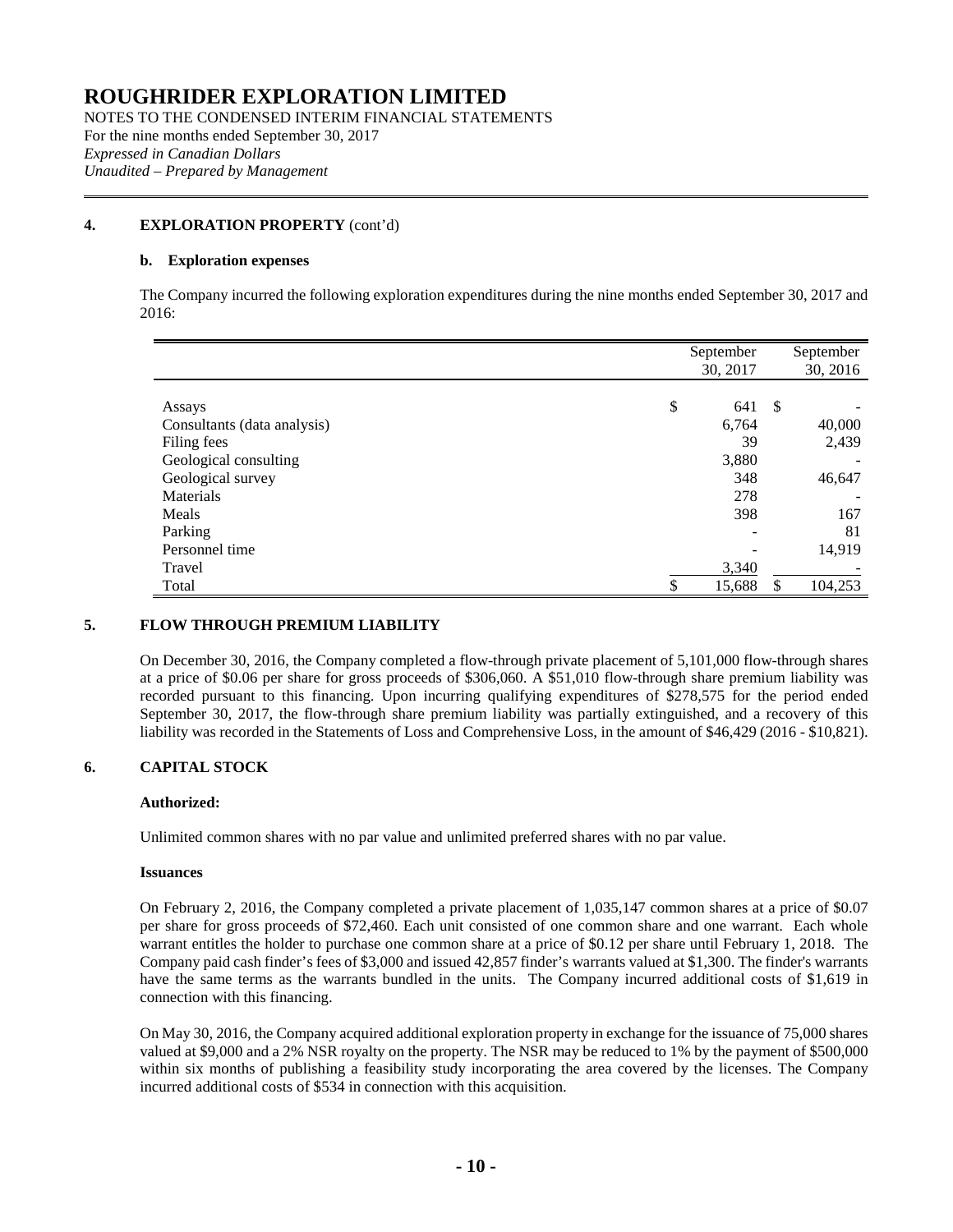# ROUGHRIDER EXPLORATION LIMITED

NOTES TO THE CONDENSED INTERIM FINANCIAL STATEMENTS
For the nine months ended September 30, 2017
*Expressed in Canadian Dollars*
*Unaudited – Prepared by Management*

## 4. EXPLORATION PROPERTY (cont'd)

### b. Exploration expenses

The Company incurred the following exploration expenditures during the nine months ended September 30, 2017 and 2016:

| | September 30, 2017 | September 30, 2016 |
|---|---|---|
| Assays | $ 641 | $ - |
| Consultants (data analysis) | 6,764 | 40,000 |
| Filing fees | 39 | 2,439 |
| Geological consulting | 3,880 | - |
| Geological survey | 348 | 46,647 |
| Materials | 278 | - |
| Meals | 398 | 167 |
| Parking | - | 81 |
| Personnel time | - | 14,919 |
| Travel | 3,340 | - |
| Total | $ 15,688 | $ 104,253 |

## 5. FLOW THROUGH PREMIUM LIABILITY

On December 30, 2016, the Company completed a flow-through private placement of 5,101,000 flow-through shares at a price of $0.06 per share for gross proceeds of $306,060. A $51,010 flow-through share premium liability was recorded pursuant to this financing. Upon incurring qualifying expenditures of $278,575 for the period ended September 30, 2017, the flow-through share premium liability was partially extinguished, and a recovery of this liability was recorded in the Statements of Loss and Comprehensive Loss, in the amount of $46,429 (2016 - $10,821).

## 6. CAPITAL STOCK

**Authorized:**

Unlimited common shares with no par value and unlimited preferred shares with no par value.

**Issuances**

On February 2, 2016, the Company completed a private placement of 1,035,147 common shares at a price of $0.07 per share for gross proceeds of $72,460. Each unit consisted of one common share and one warrant. Each whole warrant entitles the holder to purchase one common share at a price of $0.12 per share until February 1, 2018. The Company paid cash finder's fees of $3,000 and issued 42,857 finder's warrants valued at $1,300. The finder's warrants have the same terms as the warrants bundled in the units. The Company incurred additional costs of $1,619 in connection with this financing.

On May 30, 2016, the Company acquired additional exploration property in exchange for the issuance of 75,000 shares valued at $9,000 and a 2% NSR royalty on the property. The NSR may be reduced to 1% by the payment of $500,000 within six months of publishing a feasibility study incorporating the area covered by the licenses. The Company incurred additional costs of $534 in connection with this acquisition.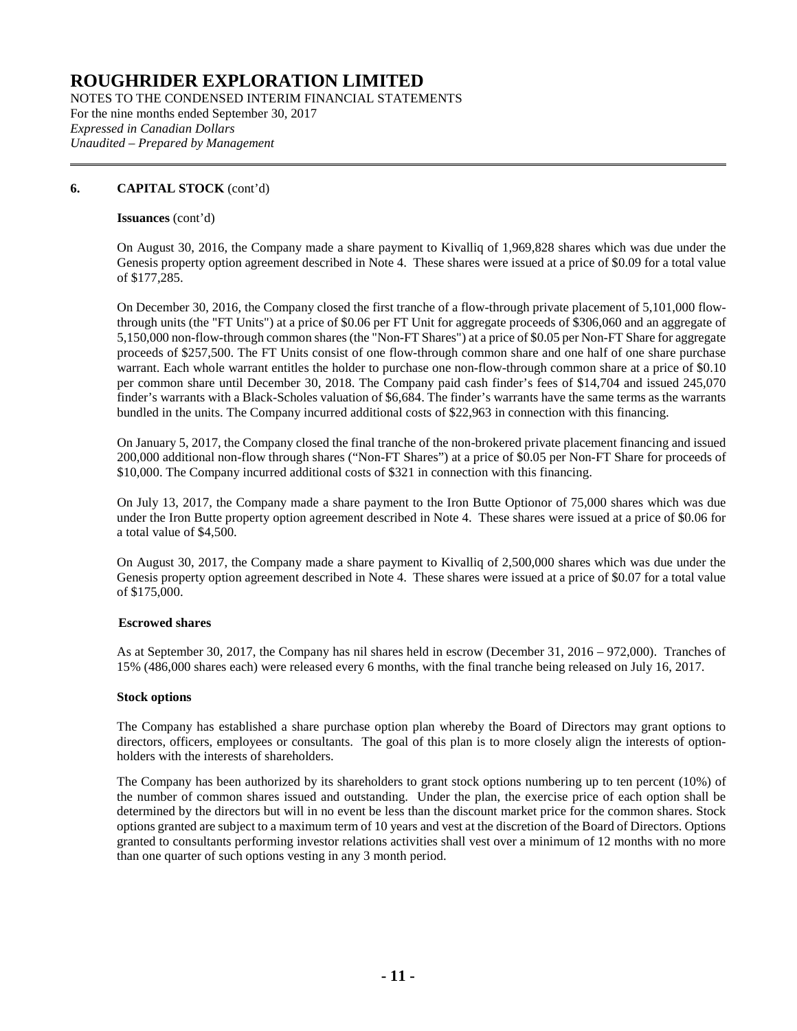# ROUGHRIDER EXPLORATION LIMITED

NOTES TO THE CONDENSED INTERIM FINANCIAL STATEMENTS
For the nine months ended September 30, 2017
*Expressed in Canadian Dollars*
*Unaudited – Prepared by Management*

## 6. CAPITAL STOCK (cont'd)

**Issuances** (cont'd)

On August 30, 2016, the Company made a share payment to Kivalliq of 1,969,828 shares which was due under the Genesis property option agreement described in Note 4. These shares were issued at a price of $0.09 for a total value of $177,285.

On December 30, 2016, the Company closed the first tranche of a flow-through private placement of 5,101,000 flow-through units (the "FT Units") at a price of $0.06 per FT Unit for aggregate proceeds of $306,060 and an aggregate of 5,150,000 non-flow-through common shares (the "Non-FT Shares") at a price of $0.05 per Non-FT Share for aggregate proceeds of $257,500. The FT Units consist of one flow-through common share and one half of one share purchase warrant. Each whole warrant entitles the holder to purchase one non-flow-through common share at a price of $0.10 per common share until December 30, 2018. The Company paid cash finder's fees of $14,704 and issued 245,070 finder's warrants with a Black-Scholes valuation of $6,684. The finder's warrants have the same terms as the warrants bundled in the units. The Company incurred additional costs of $22,963 in connection with this financing.

On January 5, 2017, the Company closed the final tranche of the non-brokered private placement financing and issued 200,000 additional non-flow through shares ("Non-FT Shares") at a price of $0.05 per Non-FT Share for proceeds of $10,000. The Company incurred additional costs of $321 in connection with this financing.

On July 13, 2017, the Company made a share payment to the Iron Butte Optionor of 75,000 shares which was due under the Iron Butte property option agreement described in Note 4. These shares were issued at a price of $0.06 for a total value of $4,500.

On August 30, 2017, the Company made a share payment to Kivalliq of 2,500,000 shares which was due under the Genesis property option agreement described in Note 4. These shares were issued at a price of $0.07 for a total value of $175,000.

**Escrowed shares**

As at September 30, 2017, the Company has nil shares held in escrow (December 31, 2016 – 972,000). Tranches of 15% (486,000 shares each) were released every 6 months, with the final tranche being released on July 16, 2017.

**Stock options**

The Company has established a share purchase option plan whereby the Board of Directors may grant options to directors, officers, employees or consultants. The goal of this plan is to more closely align the interests of option-holders with the interests of shareholders.

The Company has been authorized by its shareholders to grant stock options numbering up to ten percent (10%) of the number of common shares issued and outstanding. Under the plan, the exercise price of each option shall be determined by the directors but will in no event be less than the discount market price for the common shares. Stock options granted are subject to a maximum term of 10 years and vest at the discretion of the Board of Directors. Options granted to consultants performing investor relations activities shall vest over a minimum of 12 months with no more than one quarter of such options vesting in any 3 month period.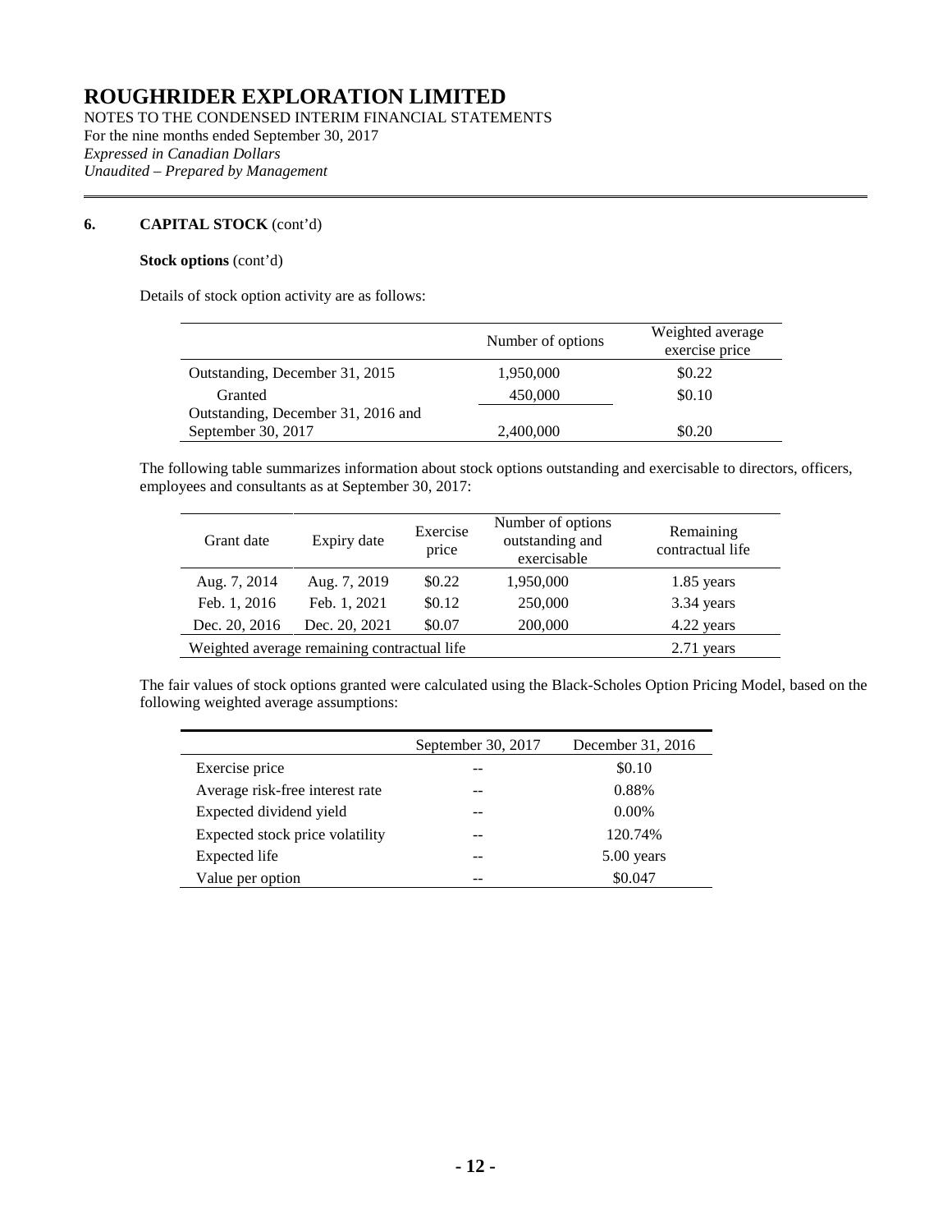# ROUGHRIDER EXPLORATION LIMITED

NOTES TO THE CONDENSED INTERIM FINANCIAL STATEMENTS
For the nine months ended September 30, 2017
*Expressed in Canadian Dollars*
*Unaudited – Prepared by Management*

## 6. CAPITAL STOCK (cont'd)

**Stock options** (cont'd)

Details of stock option activity are as follows:

| | Number of options | Weighted average exercise price |
|---|---|---|
| Outstanding, December 31, 2015 | 1,950,000 | $0.22 |
| Granted | 450,000 | $0.10 |
| Outstanding, December 31, 2016 and September 30, 2017 | 2,400,000 | $0.20 |

The following table summarizes information about stock options outstanding and exercisable to directors, officers, employees and consultants as at September 30, 2017:

| Grant date | Expiry date | Exercise price | Number of options outstanding and exercisable | Remaining contractual life |
|---|---|---|---|---|
| Aug. 7, 2014 | Aug. 7, 2019 | $0.22 | 1,950,000 | 1.85 years |
| Feb. 1, 2016 | Feb. 1, 2021 | $0.12 | 250,000 | 3.34 years |
| Dec. 20, 2016 | Dec. 20, 2021 | $0.07 | 200,000 | 4.22 years |
| Weighted average remaining contractual life | | | | 2.71 years |

The fair values of stock options granted were calculated using the Black-Scholes Option Pricing Model, based on the following weighted average assumptions:

| | September 30, 2017 | December 31, 2016 |
|---|---|---|
| Exercise price | -- | $0.10 |
| Average risk-free interest rate | -- | 0.88% |
| Expected dividend yield | -- | 0.00% |
| Expected stock price volatility | -- | 120.74% |
| Expected life | -- | 5.00 years |
| Value per option | -- | $0.047 |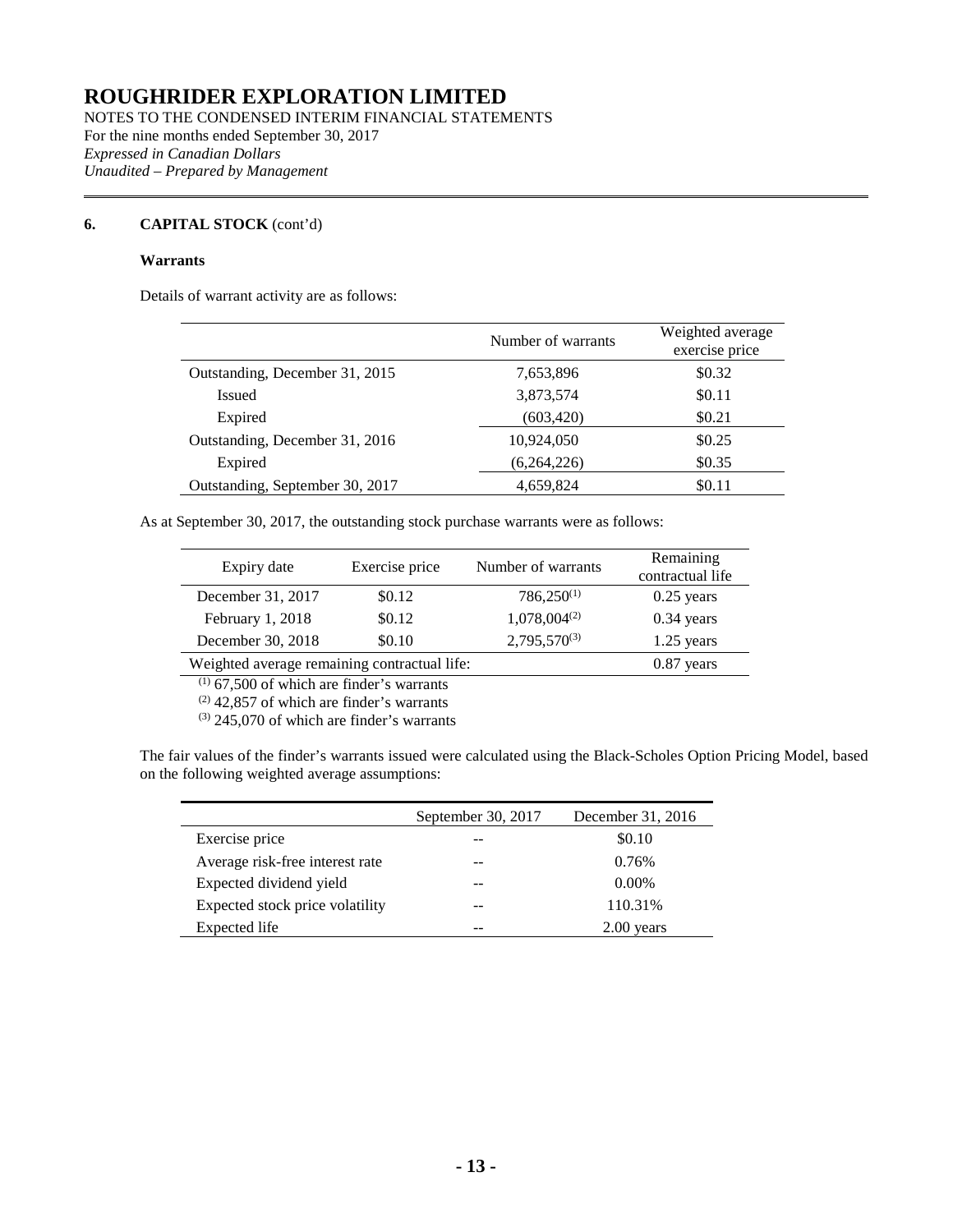# ROUGHRIDER EXPLORATION LIMITED

NOTES TO THE CONDENSED INTERIM FINANCIAL STATEMENTS
For the nine months ended September 30, 2017
*Expressed in Canadian Dollars*
*Unaudited – Prepared by Management*

## 6. CAPITAL STOCK (cont'd)

### Warrants

Details of warrant activity are as follows:

| | Number of warrants | Weighted average exercise price |
|---|---|---|
| Outstanding, December 31, 2015 | 7,653,896 | $0.32 |
| Issued | 3,873,574 | $0.11 |
| Expired | (603,420) | $0.21 |
| Outstanding, December 31, 2016 | 10,924,050 | $0.25 |
| Expired | (6,264,226) | $0.35 |
| Outstanding, September 30, 2017 | 4,659,824 | $0.11 |

As at September 30, 2017, the outstanding stock purchase warrants were as follows:

| Expiry date | Exercise price | Number of warrants | Remaining contractual life |
|---|---|---|---|
| December 31, 2017 | $0.12 | 786,250 (1) | 0.25 years |
| February 1, 2018 | $0.12 | 1,078,004 (2) | 0.34 years |
| December 30, 2018 | $0.10 | 2,795,570 (3) | 1.25 years |
| Weighted average remaining contractual life: | | | 0.87 years |

(1) 67,500 of which are finder's warrants
(2) 42,857 of which are finder's warrants
(3) 245,070 of which are finder's warrants

The fair values of the finder's warrants issued were calculated using the Black-Scholes Option Pricing Model, based on the following weighted average assumptions:

| | September 30, 2017 | December 31, 2016 |
|---|---|---|
| Exercise price | -- | $0.10 |
| Average risk-free interest rate | -- | 0.76% |
| Expected dividend yield | -- | 0.00% |
| Expected stock price volatility | -- | 110.31% |
| Expected life | -- | 2.00 years |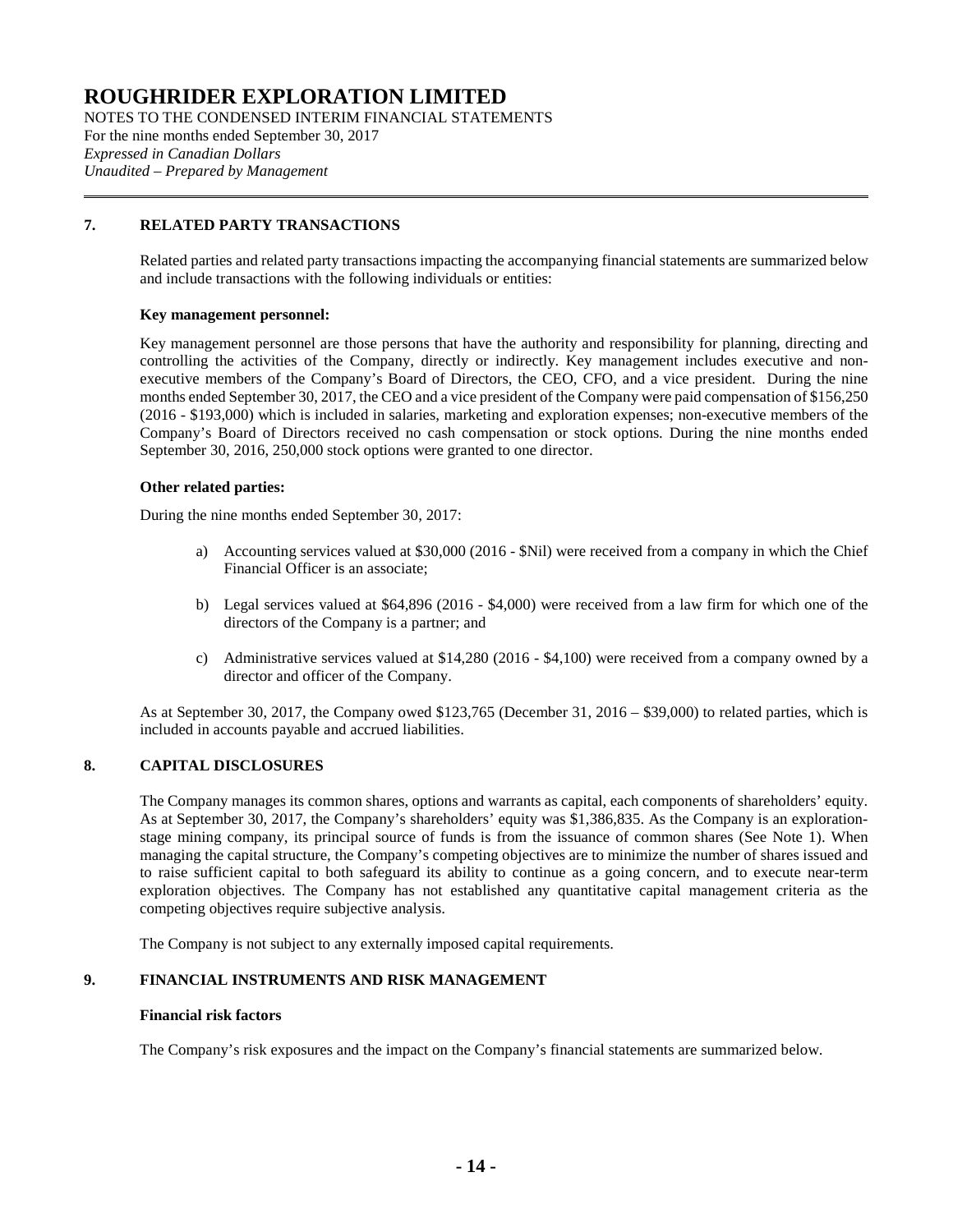# ROUGHRIDER EXPLORATION LIMITED

NOTES TO THE CONDENSED INTERIM FINANCIAL STATEMENTS
For the nine months ended September 30, 2017
*Expressed in Canadian Dollars*
*Unaudited – Prepared by Management*

## 7. RELATED PARTY TRANSACTIONS

Related parties and related party transactions impacting the accompanying financial statements are summarized below and include transactions with the following individuals or entities:

**Key management personnel:**

Key management personnel are those persons that have the authority and responsibility for planning, directing and controlling the activities of the Company, directly or indirectly. Key management includes executive and non-executive members of the Company's Board of Directors, the CEO, CFO, and a vice president. During the nine months ended September 30, 2017, the CEO and a vice president of the Company were paid compensation of $156,250 (2016 - $193,000) which is included in salaries, marketing and exploration expenses; non-executive members of the Company's Board of Directors received no cash compensation or stock options. During the nine months ended September 30, 2016, 250,000 stock options were granted to one director.

**Other related parties:**

During the nine months ended September 30, 2017:

a) Accounting services valued at $30,000 (2016 - $Nil) were received from a company in which the Chief Financial Officer is an associate;

b) Legal services valued at $64,896 (2016 - $4,000) were received from a law firm for which one of the directors of the Company is a partner; and

c) Administrative services valued at $14,280 (2016 - $4,100) were received from a company owned by a director and officer of the Company.

As at September 30, 2017, the Company owed $123,765 (December 31, 2016 – $39,000) to related parties, which is included in accounts payable and accrued liabilities.

## 8. CAPITAL DISCLOSURES

The Company manages its common shares, options and warrants as capital, each components of shareholders' equity. As at September 30, 2017, the Company's shareholders' equity was $1,386,835. As the Company is an exploration-stage mining company, its principal source of funds is from the issuance of common shares (See Note 1). When managing the capital structure, the Company's competing objectives are to minimize the number of shares issued and to raise sufficient capital to both safeguard its ability to continue as a going concern, and to execute near-term exploration objectives. The Company has not established any quantitative capital management criteria as the competing objectives require subjective analysis.

The Company is not subject to any externally imposed capital requirements.

## 9. FINANCIAL INSTRUMENTS AND RISK MANAGEMENT

**Financial risk factors**

The Company's risk exposures and the impact on the Company's financial statements are summarized below.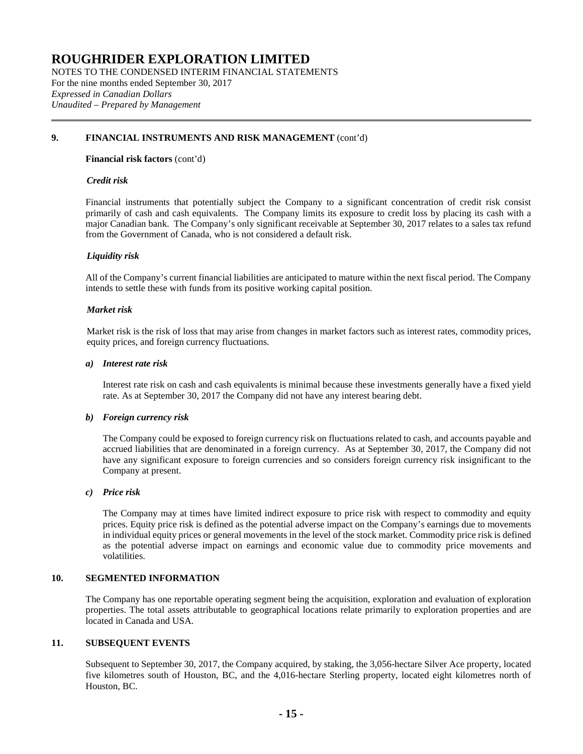# ROUGHRIDER EXPLORATION LIMITED

NOTES TO THE CONDENSED INTERIM FINANCIAL STATEMENTS
For the nine months ended September 30, 2017
*Expressed in Canadian Dollars*
*Unaudited – Prepared by Management*

## 9. FINANCIAL INSTRUMENTS AND RISK MANAGEMENT (cont'd)

**Financial risk factors** (cont'd)

***Credit risk***

Financial instruments that potentially subject the Company to a significant concentration of credit risk consist primarily of cash and cash equivalents. The Company limits its exposure to credit loss by placing its cash with a major Canadian bank. The Company's only significant receivable at September 30, 2017 relates to a sales tax refund from the Government of Canada, who is not considered a default risk.

***Liquidity risk***

All of the Company's current financial liabilities are anticipated to mature within the next fiscal period. The Company intends to settle these with funds from its positive working capital position.

***Market risk***

Market risk is the risk of loss that may arise from changes in market factors such as interest rates, commodity prices, equity prices, and foreign currency fluctuations.

***a) Interest rate risk***

Interest rate risk on cash and cash equivalents is minimal because these investments generally have a fixed yield rate. As at September 30, 2017 the Company did not have any interest bearing debt.

***b) Foreign currency risk***

The Company could be exposed to foreign currency risk on fluctuations related to cash, and accounts payable and accrued liabilities that are denominated in a foreign currency. As at September 30, 2017, the Company did not have any significant exposure to foreign currencies and so considers foreign currency risk insignificant to the Company at present.

***c) Price risk***

The Company may at times have limited indirect exposure to price risk with respect to commodity and equity prices. Equity price risk is defined as the potential adverse impact on the Company's earnings due to movements in individual equity prices or general movements in the level of the stock market. Commodity price risk is defined as the potential adverse impact on earnings and economic value due to commodity price movements and volatilities.

## 10. SEGMENTED INFORMATION

The Company has one reportable operating segment being the acquisition, exploration and evaluation of exploration properties. The total assets attributable to geographical locations relate primarily to exploration properties and are located in Canada and USA.

## 11. SUBSEQUENT EVENTS

Subsequent to September 30, 2017, the Company acquired, by staking, the 3,056-hectare Silver Ace property, located five kilometres south of Houston, BC, and the 4,016-hectare Sterling property, located eight kilometres north of Houston, BC.